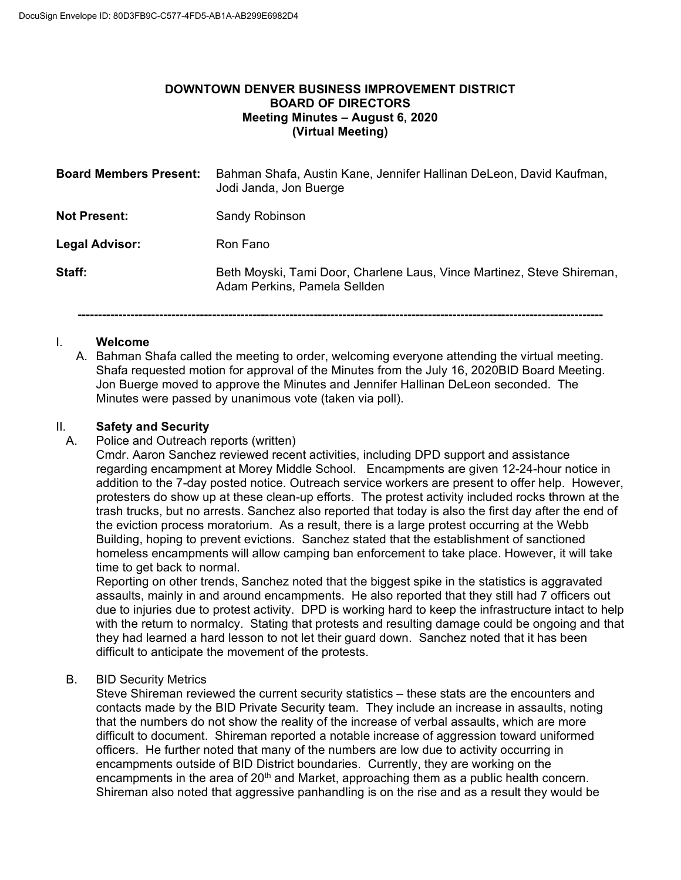**DOWNTOWN DENVER BUSINESS IMPROVEMENT DISTRICT**
**BOARD OF DIRECTORS**
**Meeting Minutes – August 6, 2020**
**(Virtual Meeting)**

| | |
|---|---|
| **Board Members Present:** | Bahman Shafa, Austin Kane, Jennifer Hallinan DeLeon, David Kaufman, Jodi Janda, Jon Buerge |
| **Not Present:** | Sandy Robinson |
| **Legal Advisor:** | Ron Fano |
| **Staff:** | Beth Moyski, Tami Door, Charlene Laus, Vince Martinez, Steve Shireman, Adam Perkins, Pamela Sellden |

---

## I. Welcome

A. Bahman Shafa called the meeting to order, welcoming everyone attending the virtual meeting. Shafa requested motion for approval of the Minutes from the July 16, 2020BID Board Meeting. Jon Buerge moved to approve the Minutes and Jennifer Hallinan DeLeon seconded. The Minutes were passed by unanimous vote (taken via poll).

## II. Safety and Security

A. Police and Outreach reports (written)

Cmdr. Aaron Sanchez reviewed recent activities, including DPD support and assistance regarding encampment at Morey Middle School. Encampments are given 12-24-hour notice in addition to the 7-day posted notice. Outreach service workers are present to offer help. However, protesters do show up at these clean-up efforts. The protest activity included rocks thrown at the trash trucks, but no arrests. Sanchez also reported that today is also the first day after the end of the eviction process moratorium. As a result, there is a large protest occurring at the Webb Building, hoping to prevent evictions. Sanchez stated that the establishment of sanctioned homeless encampments will allow camping ban enforcement to take place. However, it will take time to get back to normal.

Reporting on other trends, Sanchez noted that the biggest spike in the statistics is aggravated assaults, mainly in and around encampments. He also reported that they still had 7 officers out due to injuries due to protest activity. DPD is working hard to keep the infrastructure intact to help with the return to normalcy. Stating that protests and resulting damage could be ongoing and that they had learned a hard lesson to not let their guard down. Sanchez noted that it has been difficult to anticipate the movement of the protests.

B. BID Security Metrics

Steve Shireman reviewed the current security statistics – these stats are the encounters and contacts made by the BID Private Security team. They include an increase in assaults, noting that the numbers do not show the reality of the increase of verbal assaults, which are more difficult to document. Shireman reported a notable increase of aggression toward uniformed officers. He further noted that many of the numbers are low due to activity occurring in encampments outside of BID District boundaries. Currently, they are working on the encampments in the area of 20th and Market, approaching them as a public health concern. Shireman also noted that aggressive panhandling is on the rise and as a result they would be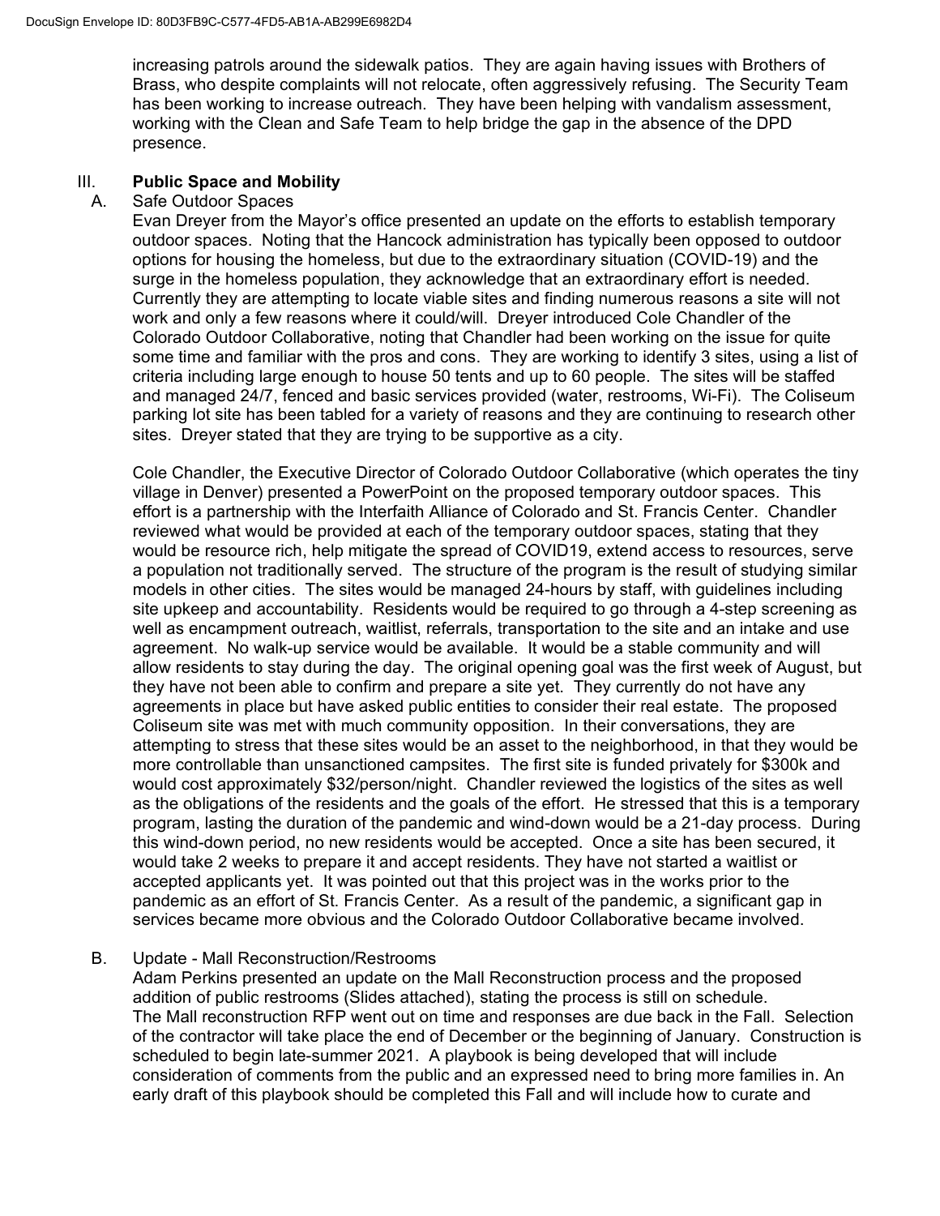increasing patrols around the sidewalk patios. They are again having issues with Brothers of Brass, who despite complaints will not relocate, often aggressively refusing. The Security Team has been working to increase outreach. They have been helping with vandalism assessment, working with the Clean and Safe Team to help bridge the gap in the absence of the DPD presence.

## III. Public Space and Mobility

### A. Safe Outdoor Spaces

Evan Dreyer from the Mayor's office presented an update on the efforts to establish temporary outdoor spaces. Noting that the Hancock administration has typically been opposed to outdoor options for housing the homeless, but due to the extraordinary situation (COVID-19) and the surge in the homeless population, they acknowledge that an extraordinary effort is needed. Currently they are attempting to locate viable sites and finding numerous reasons a site will not work and only a few reasons where it could/will. Dreyer introduced Cole Chandler of the Colorado Outdoor Collaborative, noting that Chandler had been working on the issue for quite some time and familiar with the pros and cons. They are working to identify 3 sites, using a list of criteria including large enough to house 50 tents and up to 60 people. The sites will be staffed and managed 24/7, fenced and basic services provided (water, restrooms, Wi-Fi). The Coliseum parking lot site has been tabled for a variety of reasons and they are continuing to research other sites. Dreyer stated that they are trying to be supportive as a city.

Cole Chandler, the Executive Director of Colorado Outdoor Collaborative (which operates the tiny village in Denver) presented a PowerPoint on the proposed temporary outdoor spaces. This effort is a partnership with the Interfaith Alliance of Colorado and St. Francis Center. Chandler reviewed what would be provided at each of the temporary outdoor spaces, stating that they would be resource rich, help mitigate the spread of COVID19, extend access to resources, serve a population not traditionally served. The structure of the program is the result of studying similar models in other cities. The sites would be managed 24-hours by staff, with guidelines including site upkeep and accountability. Residents would be required to go through a 4-step screening as well as encampment outreach, waitlist, referrals, transportation to the site and an intake and use agreement. No walk-up service would be available. It would be a stable community and will allow residents to stay during the day. The original opening goal was the first week of August, but they have not been able to confirm and prepare a site yet. They currently do not have any agreements in place but have asked public entities to consider their real estate. The proposed Coliseum site was met with much community opposition. In their conversations, they are attempting to stress that these sites would be an asset to the neighborhood, in that they would be more controllable than unsanctioned campsites. The first site is funded privately for $300k and would cost approximately $32/person/night. Chandler reviewed the logistics of the sites as well as the obligations of the residents and the goals of the effort. He stressed that this is a temporary program, lasting the duration of the pandemic and wind-down would be a 21-day process. During this wind-down period, no new residents would be accepted. Once a site has been secured, it would take 2 weeks to prepare it and accept residents. They have not started a waitlist or accepted applicants yet. It was pointed out that this project was in the works prior to the pandemic as an effort of St. Francis Center. As a result of the pandemic, a significant gap in services became more obvious and the Colorado Outdoor Collaborative became involved.

### B. Update - Mall Reconstruction/Restrooms

Adam Perkins presented an update on the Mall Reconstruction process and the proposed addition of public restrooms (Slides attached), stating the process is still on schedule. The Mall reconstruction RFP went out on time and responses are due back in the Fall. Selection of the contractor will take place the end of December or the beginning of January. Construction is scheduled to begin late-summer 2021. A playbook is being developed that will include consideration of comments from the public and an expressed need to bring more families in. An early draft of this playbook should be completed this Fall and will include how to curate and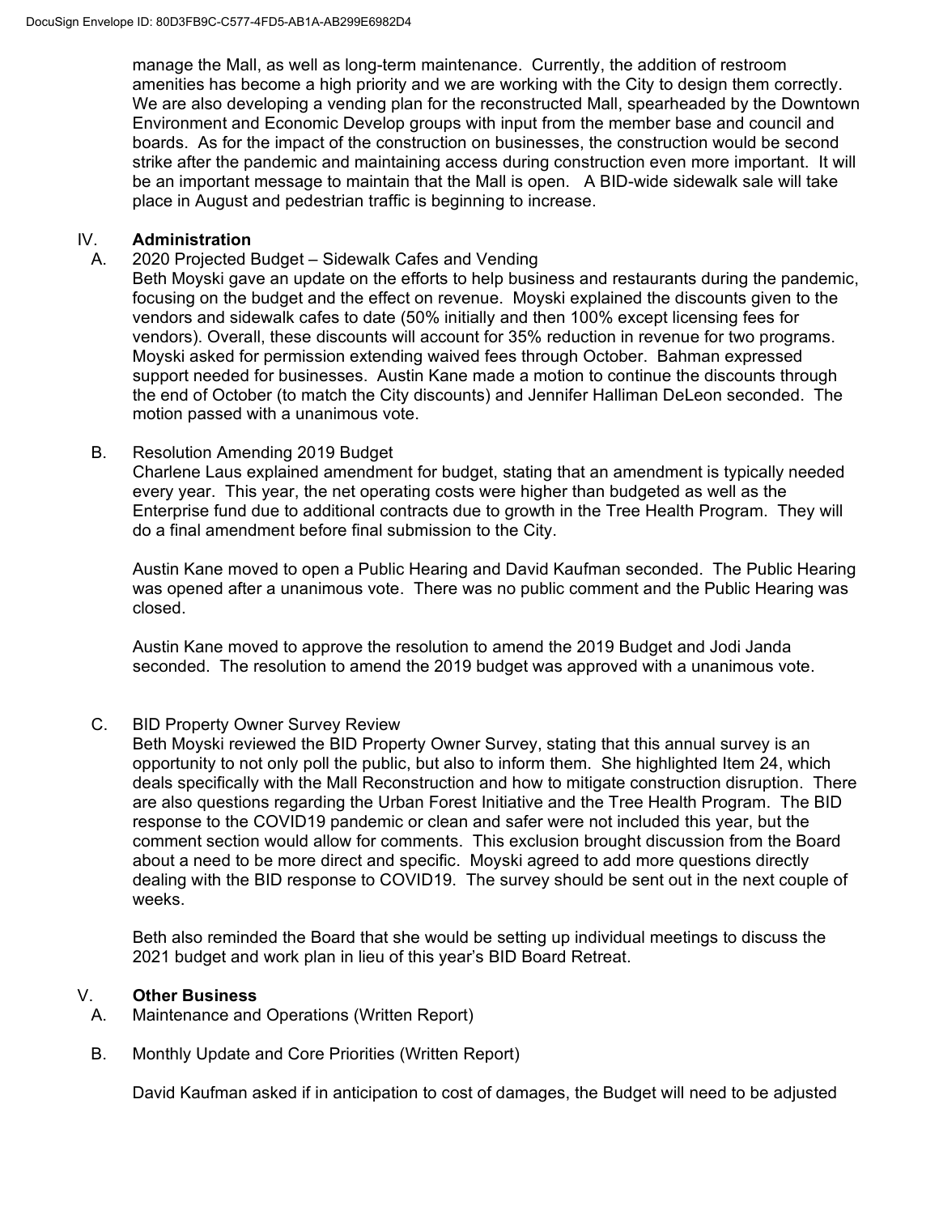manage the Mall, as well as long-term maintenance. Currently, the addition of restroom amenities has become a high priority and we are working with the City to design them correctly. We are also developing a vending plan for the reconstructed Mall, spearheaded by the Downtown Environment and Economic Develop groups with input from the member base and council and boards. As for the impact of the construction on businesses, the construction would be second strike after the pandemic and maintaining access during construction even more important. It will be an important message to maintain that the Mall is open. A BID-wide sidewalk sale will take place in August and pedestrian traffic is beginning to increase.

## IV. Administration

A. 2020 Projected Budget – Sidewalk Cafes and Vending

Beth Moyski gave an update on the efforts to help business and restaurants during the pandemic, focusing on the budget and the effect on revenue. Moyski explained the discounts given to the vendors and sidewalk cafes to date (50% initially and then 100% except licensing fees for vendors). Overall, these discounts will account for 35% reduction in revenue for two programs. Moyski asked for permission extending waived fees through October. Bahman expressed support needed for businesses. Austin Kane made a motion to continue the discounts through the end of October (to match the City discounts) and Jennifer Halliman DeLeon seconded. The motion passed with a unanimous vote.

B. Resolution Amending 2019 Budget

Charlene Laus explained amendment for budget, stating that an amendment is typically needed every year. This year, the net operating costs were higher than budgeted as well as the Enterprise fund due to additional contracts due to growth in the Tree Health Program. They will do a final amendment before final submission to the City.

Austin Kane moved to open a Public Hearing and David Kaufman seconded. The Public Hearing was opened after a unanimous vote. There was no public comment and the Public Hearing was closed.

Austin Kane moved to approve the resolution to amend the 2019 Budget and Jodi Janda seconded. The resolution to amend the 2019 budget was approved with a unanimous vote.

C. BID Property Owner Survey Review

Beth Moyski reviewed the BID Property Owner Survey, stating that this annual survey is an opportunity to not only poll the public, but also to inform them. She highlighted Item 24, which deals specifically with the Mall Reconstruction and how to mitigate construction disruption. There are also questions regarding the Urban Forest Initiative and the Tree Health Program. The BID response to the COVID19 pandemic or clean and safer were not included this year, but the comment section would allow for comments. This exclusion brought discussion from the Board about a need to be more direct and specific. Moyski agreed to add more questions directly dealing with the BID response to COVID19. The survey should be sent out in the next couple of weeks.

Beth also reminded the Board that she would be setting up individual meetings to discuss the 2021 budget and work plan in lieu of this year's BID Board Retreat.

## V. Other Business

A. Maintenance and Operations (Written Report)

B. Monthly Update and Core Priorities (Written Report)

David Kaufman asked if in anticipation to cost of damages, the Budget will need to be adjusted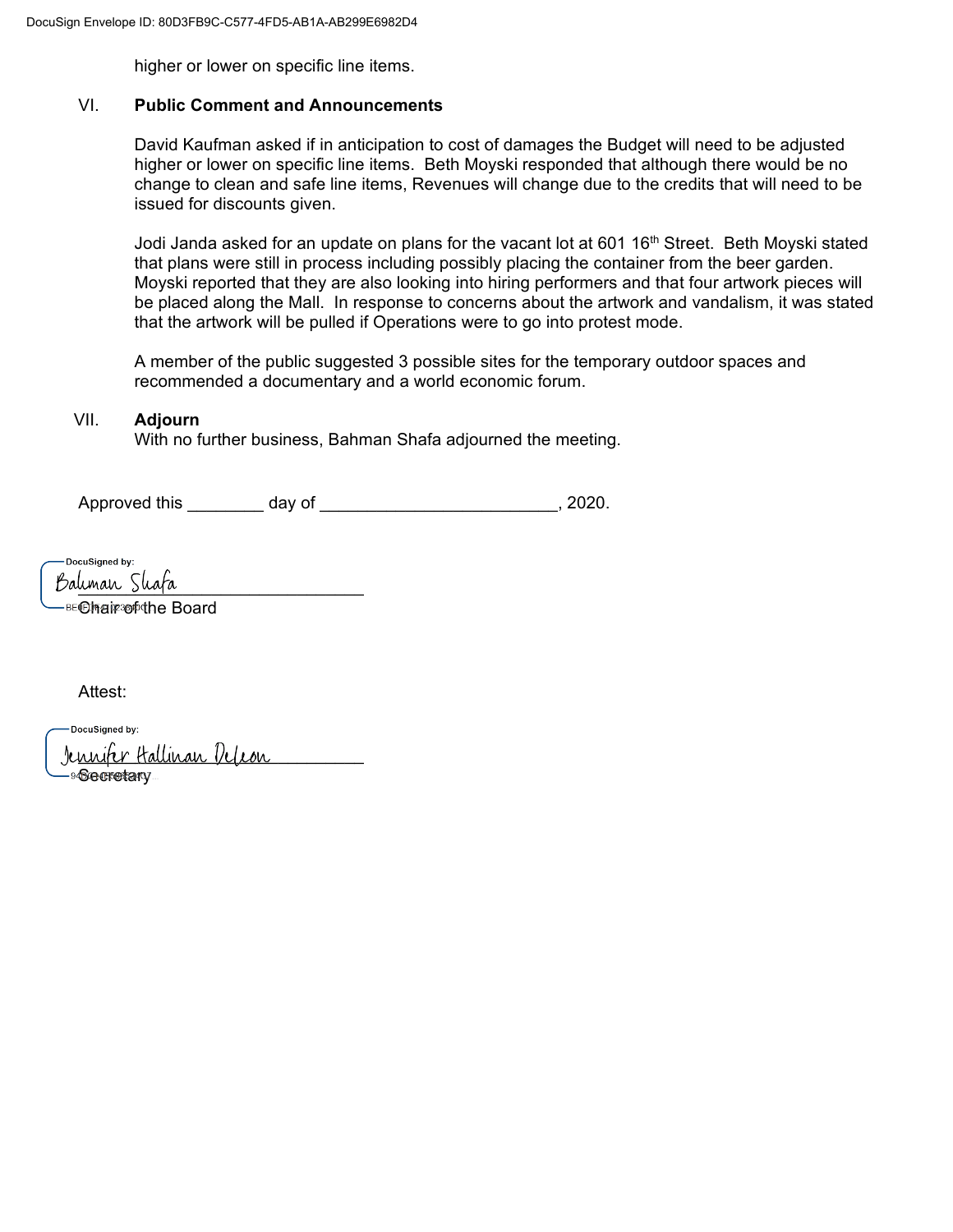higher or lower on specific line items.

## VI. Public Comment and Announcements

David Kaufman asked if in anticipation to cost of damages the Budget will need to be adjusted higher or lower on specific line items. Beth Moyski responded that although there would be no change to clean and safe line items, Revenues will change due to the credits that will need to be issued for discounts given.

Jodi Janda asked for an update on plans for the vacant lot at 601 16th Street. Beth Moyski stated that plans were still in process including possibly placing the container from the beer garden. Moyski reported that they are also looking into hiring performers and that four artwork pieces will be placed along the Mall. In response to concerns about the artwork and vandalism, it was stated that the artwork will be pulled if Operations were to go into protest mode.

A member of the public suggested 3 possible sites for the temporary outdoor spaces and recommended a documentary and a world economic forum.

## VII. Adjourn

With no further business, Bahman Shafa adjourned the meeting.

Approved this ________ day of ________________________, 2020.

DocuSigned by:
Bahman Shafa
Chair of the Board

Attest:

DocuSigned by:
Jennifer Hallinan Deleon
Secretary